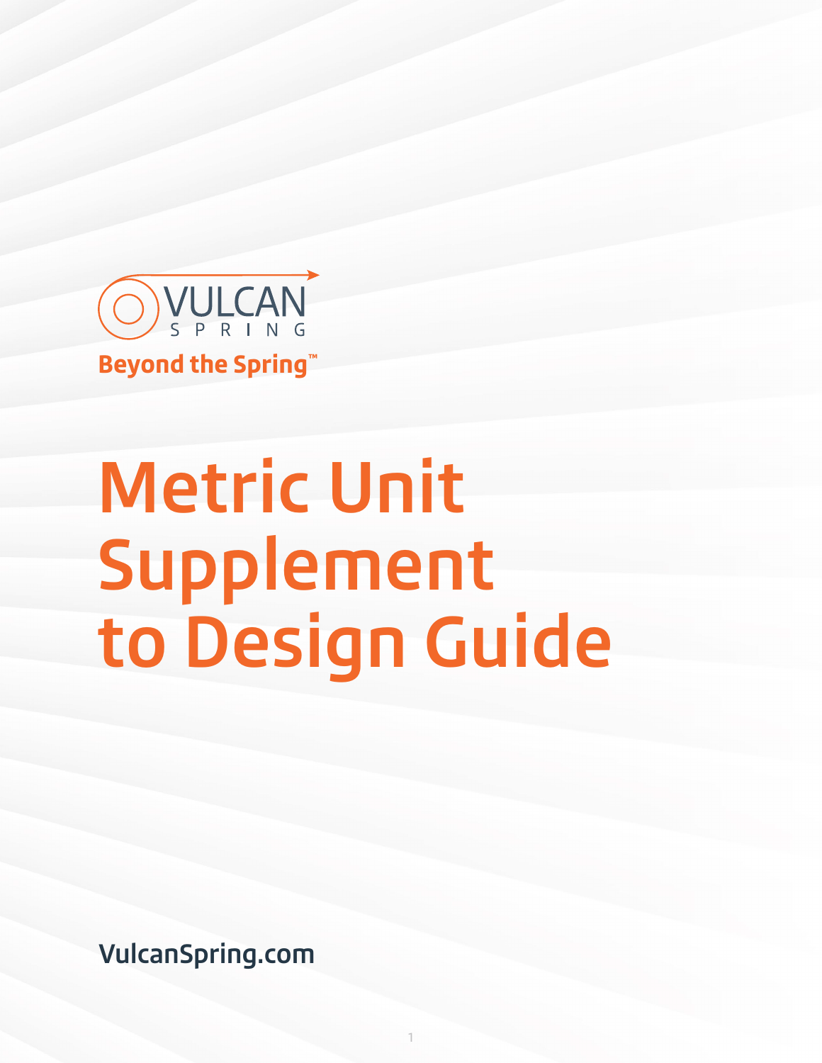VULCAN SPRING

**Beyond the Spring™**

# Metric Unit Supplement to Design Guide

**VulcanSpring.com**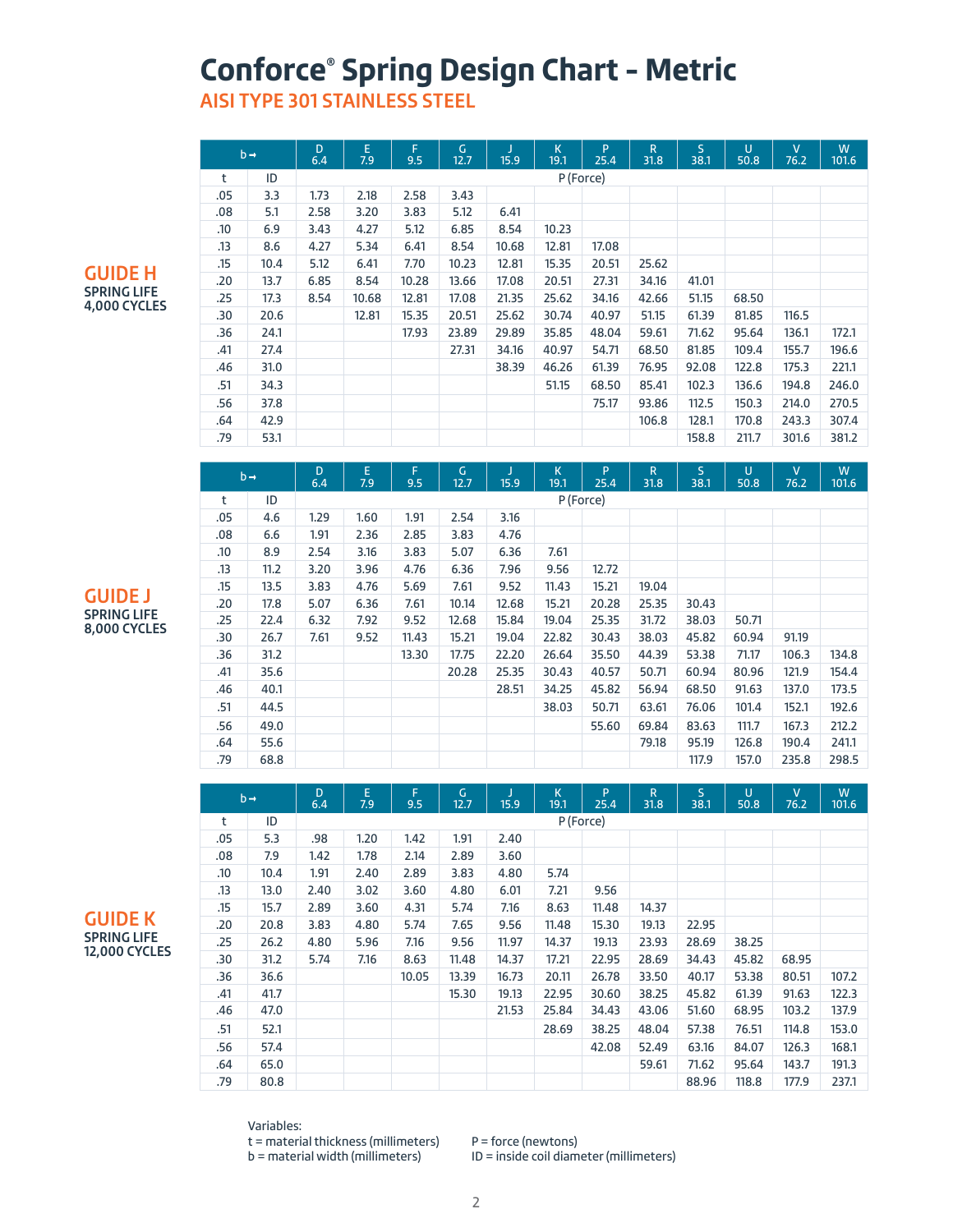# Conforce® Spring Design Chart – Metric

## AISI TYPE 301 STAINLESS STEEL

### GUIDE H
**SPRING LIFE 4,000 CYCLES**

| b → | | D 6.4 | E 7.9 | F 9.5 | G 12.7 | J 15.9 | K 19.1 | P 25.4 | R 31.8 | S 38.1 | U 50.8 | V 76.2 | W 101.6 |
|---|---|---|---|---|---|---|---|---|---|---|---|---|---|
| t | ID | P (Force) | | | | | | | | | | | |
| .05 | 3.3 | 1.73 | 2.18 | 2.58 | 3.43 | | | | | | | | |
| .08 | 5.1 | 2.58 | 3.20 | 3.83 | 5.12 | 6.41 | | | | | | | |
| .10 | 6.9 | 3.43 | 4.27 | 5.12 | 6.85 | 8.54 | 10.23 | | | | | | |
| .13 | 8.6 | 4.27 | 5.34 | 6.41 | 8.54 | 10.68 | 12.81 | 17.08 | | | | | |
| .15 | 10.4 | 5.12 | 6.41 | 7.70 | 10.23 | 12.81 | 15.35 | 20.51 | 25.62 | | | | |
| .20 | 13.7 | 6.85 | 8.54 | 10.28 | 13.66 | 17.08 | 20.51 | 27.31 | 34.16 | 41.01 | | | |
| .25 | 17.3 | 8.54 | 10.68 | 12.81 | 17.08 | 21.35 | 25.62 | 34.16 | 42.66 | 51.15 | 68.50 | | |
| .30 | 20.6 | | 12.81 | 15.35 | 20.51 | 25.62 | 30.74 | 40.97 | 51.15 | 61.39 | 81.85 | 116.5 | |
| .36 | 24.1 | | | 17.93 | 23.89 | 29.89 | 35.85 | 48.04 | 59.61 | 71.62 | 95.64 | 136.1 | 172.1 |
| .41 | 27.4 | | | | 27.31 | 34.16 | 40.97 | 54.71 | 68.50 | 81.85 | 109.4 | 155.7 | 196.6 |
| .46 | 31.0 | | | | | 38.39 | 46.26 | 61.39 | 76.95 | 92.08 | 122.8 | 175.3 | 221.1 |
| .51 | 34.3 | | | | | | 51.15 | 68.50 | 85.41 | 102.3 | 136.6 | 194.8 | 246.0 |
| .56 | 37.8 | | | | | | | 75.17 | 93.86 | 112.5 | 150.3 | 214.0 | 270.5 |
| .64 | 42.9 | | | | | | | | 106.8 | 128.1 | 170.8 | 243.3 | 307.4 |
| .79 | 53.1 | | | | | | | | | 158.8 | 211.7 | 301.6 | 381.2 |

### GUIDE J
**SPRING LIFE 8,000 CYCLES**

| b → | | D 6.4 | E 7.9 | F 9.5 | G 12.7 | J 15.9 | K 19.1 | P 25.4 | R 31.8 | S 38.1 | U 50.8 | V 76.2 | W 101.6 |
|---|---|---|---|---|---|---|---|---|---|---|---|---|---|
| t | ID | P (Force) | | | | | | | | | | | |
| .05 | 4.6 | 1.29 | 1.60 | 1.91 | 2.54 | 3.16 | | | | | | | |
| .08 | 6.6 | 1.91 | 2.36 | 2.85 | 3.83 | 4.76 | | | | | | | |
| .10 | 8.9 | 2.54 | 3.16 | 3.83 | 5.07 | 6.36 | 7.61 | | | | | | |
| .13 | 11.2 | 3.20 | 3.96 | 4.76 | 6.36 | 7.96 | 9.56 | 12.72 | | | | | |
| .15 | 13.5 | 3.83 | 4.76 | 5.69 | 7.61 | 9.52 | 11.43 | 15.21 | 19.04 | | | | |
| .20 | 17.8 | 5.07 | 6.36 | 7.61 | 10.14 | 12.68 | 15.21 | 20.28 | 25.35 | 30.43 | | | |
| .25 | 22.4 | 6.32 | 7.92 | 9.52 | 12.68 | 15.84 | 19.04 | 25.35 | 31.72 | 38.03 | 50.71 | | |
| .30 | 26.7 | 7.61 | 9.52 | 11.43 | 15.21 | 19.04 | 22.82 | 30.43 | 38.03 | 45.82 | 60.94 | 91.19 | |
| .36 | 31.2 | | | 13.30 | 17.75 | 22.20 | 26.64 | 35.50 | 44.39 | 53.38 | 71.17 | 106.3 | 134.8 |
| .41 | 35.6 | | | | 20.28 | 25.35 | 30.43 | 40.57 | 50.71 | 60.94 | 80.96 | 121.9 | 154.4 |
| .46 | 40.1 | | | | | 28.51 | 34.25 | 45.82 | 56.94 | 68.50 | 91.63 | 137.0 | 173.5 |
| .51 | 44.5 | | | | | | 38.03 | 50.71 | 63.61 | 76.06 | 101.4 | 152.1 | 192.6 |
| .56 | 49.0 | | | | | | | 55.60 | 69.84 | 83.63 | 111.7 | 167.3 | 212.2 |
| .64 | 55.6 | | | | | | | | 79.18 | 95.19 | 126.8 | 190.4 | 241.1 |
| .79 | 68.8 | | | | | | | | | 117.9 | 157.0 | 235.8 | 298.5 |

### GUIDE K
**SPRING LIFE 12,000 CYCLES**

| b → | | D 6.4 | E 7.9 | F 9.5 | G 12.7 | J 15.9 | K 19.1 | P 25.4 | R 31.8 | S 38.1 | U 50.8 | V 76.2 | W 101.6 |
|---|---|---|---|---|---|---|---|---|---|---|---|---|---|
| t | ID | P (Force) | | | | | | | | | | | |
| .05 | 5.3 | .98 | 1.20 | 1.42 | 1.91 | 2.40 | | | | | | | |
| .08 | 7.9 | 1.42 | 1.78 | 2.14 | 2.89 | 3.60 | | | | | | | |
| .10 | 10.4 | 1.91 | 2.40 | 2.89 | 3.83 | 4.80 | 5.74 | | | | | | |
| .13 | 13.0 | 2.40 | 3.02 | 3.60 | 4.80 | 6.01 | 7.21 | 9.56 | | | | | |
| .15 | 15.7 | 2.89 | 3.60 | 4.31 | 5.74 | 7.16 | 8.63 | 11.48 | 14.37 | | | | |
| .20 | 20.8 | 3.83 | 4.80 | 5.74 | 7.65 | 9.56 | 11.48 | 15.30 | 19.13 | 22.95 | | | |
| .25 | 26.2 | 4.80 | 5.96 | 7.16 | 9.56 | 11.97 | 14.37 | 19.13 | 23.93 | 28.69 | 38.25 | | |
| .30 | 31.2 | 5.74 | 7.16 | 8.63 | 11.48 | 14.37 | 17.21 | 22.95 | 28.69 | 34.43 | 45.82 | 68.95 | |
| .36 | 36.6 | | | 10.05 | 13.39 | 16.73 | 20.11 | 26.78 | 33.50 | 40.17 | 53.38 | 80.51 | 107.2 |
| .41 | 41.7 | | | | 15.30 | 19.13 | 22.95 | 30.60 | 38.25 | 45.82 | 61.39 | 91.63 | 122.3 |
| .46 | 47.0 | | | | | 21.53 | 25.84 | 34.43 | 43.06 | 51.60 | 68.95 | 103.2 | 137.9 |
| .51 | 52.1 | | | | | | 28.69 | 38.25 | 48.04 | 57.38 | 76.51 | 114.8 | 153.0 |
| .56 | 57.4 | | | | | | | 42.08 | 52.49 | 63.16 | 84.07 | 126.3 | 168.1 |
| .64 | 65.0 | | | | | | | | 59.61 | 71.62 | 95.64 | 143.7 | 191.3 |
| .79 | 80.8 | | | | | | | | | 88.96 | 118.8 | 177.9 | 237.1 |

Variables:

t = material thickness (millimeters)
b = material width (millimeters)
P = force (newtons)
ID = inside coil diameter (millimeters)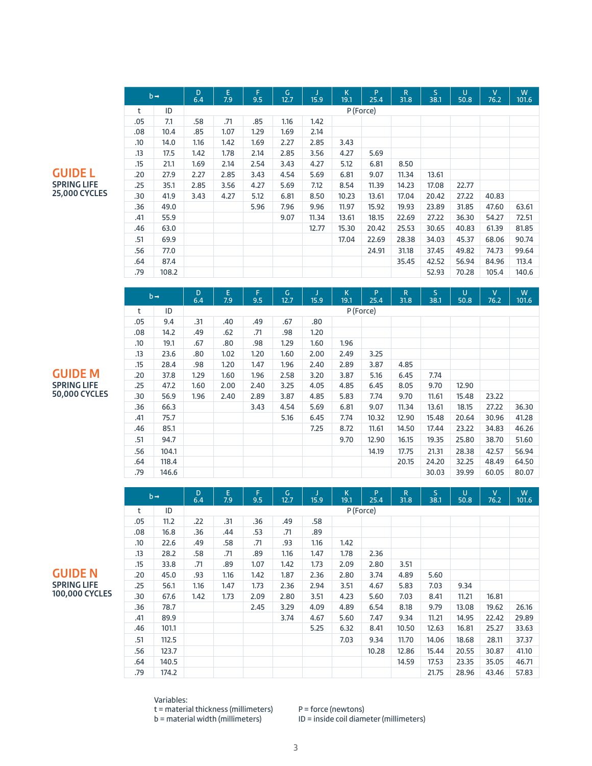## GUIDE L

**SPRING LIFE 25,000 CYCLES**

| b→ | | D 6.4 | E 7.9 | F 9.5 | G 12.7 | J 15.9 | K 19.1 | P 25.4 | R 31.8 | S 38.1 | U 50.8 | V 76.2 | W 101.6 |
|---|---|---|---|---|---|---|---|---|---|---|---|---|---|
| t | ID | P (Force) | | | | | | | | | | | |
| .05 | 7.1 | .58 | .71 | .85 | 1.16 | 1.42 | | | | | | | |
| .08 | 10.4 | .85 | 1.07 | 1.29 | 1.69 | 2.14 | | | | | | | |
| .10 | 14.0 | 1.16 | 1.42 | 1.69 | 2.27 | 2.85 | 3.43 | | | | | | |
| .13 | 17.5 | 1.42 | 1.78 | 2.14 | 2.85 | 3.56 | 4.27 | 5.69 | | | | | |
| .15 | 21.1 | 1.69 | 2.14 | 2.54 | 3.43 | 4.27 | 5.12 | 6.81 | 8.50 | | | | |
| .20 | 27.9 | 2.27 | 2.85 | 3.43 | 4.54 | 5.69 | 6.81 | 9.07 | 11.34 | 13.61 | | | |
| .25 | 35.1 | 2.85 | 3.56 | 4.27 | 5.69 | 7.12 | 8.54 | 11.39 | 14.23 | 17.08 | 22.77 | | |
| .30 | 41.9 | 3.43 | 4.27 | 5.12 | 6.81 | 8.50 | 10.23 | 13.61 | 17.04 | 20.42 | 27.22 | 40.83 | |
| .36 | 49.0 | | | 5.96 | 7.96 | 9.96 | 11.97 | 15.92 | 19.93 | 23.89 | 31.85 | 47.60 | 63.61 |
| .41 | 55.9 | | | | 9.07 | 11.34 | 13.61 | 18.15 | 22.69 | 27.22 | 36.30 | 54.27 | 72.51 |
| .46 | 63.0 | | | | | 12.77 | 15.30 | 20.42 | 25.53 | 30.65 | 40.83 | 61.39 | 81.85 |
| .51 | 69.9 | | | | | | 17.04 | 22.69 | 28.38 | 34.03 | 45.37 | 68.06 | 90.74 |
| .56 | 77.0 | | | | | | | 24.91 | 31.18 | 37.45 | 49.82 | 74.73 | 99.64 |
| .64 | 87.4 | | | | | | | | 35.45 | 42.52 | 56.94 | 84.96 | 113.4 |
| .79 | 108.2 | | | | | | | | | 52.93 | 70.28 | 105.4 | 140.6 |

## GUIDE M

**SPRING LIFE 50,000 CYCLES**

| b→ | | D 6.4 | E 7.9 | F 9.5 | G 12.7 | J 15.9 | K 19.1 | P 25.4 | R 31.8 | S 38.1 | U 50.8 | V 76.2 | W 101.6 |
|---|---|---|---|---|---|---|---|---|---|---|---|---|---|
| t | ID | P (Force) | | | | | | | | | | | |
| .05 | 9.4 | .31 | .40 | .49 | .67 | .80 | | | | | | | |
| .08 | 14.2 | .49 | .62 | .71 | .98 | 1.20 | | | | | | | |
| .10 | 19.1 | .67 | .80 | .98 | 1.29 | 1.60 | 1.96 | | | | | | |
| .13 | 23.6 | .80 | 1.02 | 1.20 | 1.60 | 2.00 | 2.49 | 3.25 | | | | | |
| .15 | 28.4 | .98 | 1.20 | 1.47 | 1.96 | 2.40 | 2.89 | 3.87 | 4.85 | | | | |
| .20 | 37.8 | 1.29 | 1.60 | 1.96 | 2.58 | 3.20 | 3.87 | 5.16 | 6.45 | 7.74 | | | |
| .25 | 47.2 | 1.60 | 2.00 | 2.40 | 3.25 | 4.05 | 4.85 | 6.45 | 8.05 | 9.70 | 12.90 | | |
| .30 | 56.9 | 1.96 | 2.40 | 2.89 | 3.87 | 4.85 | 5.83 | 7.74 | 9.70 | 11.61 | 15.48 | 23.22 | |
| .36 | 66.3 | | | 3.43 | 4.54 | 5.69 | 6.81 | 9.07 | 11.34 | 13.61 | 18.15 | 27.22 | 36.30 |
| .41 | 75.7 | | | | 5.16 | 6.45 | 7.74 | 10.32 | 12.90 | 15.48 | 20.64 | 30.96 | 41.28 |
| .46 | 85.1 | | | | | 7.25 | 8.72 | 11.61 | 14.50 | 17.44 | 23.22 | 34.83 | 46.26 |
| .51 | 94.7 | | | | | | 9.70 | 12.90 | 16.15 | 19.35 | 25.80 | 38.70 | 51.60 |
| .56 | 104.1 | | | | | | | 14.19 | 17.75 | 21.31 | 28.38 | 42.57 | 56.94 |
| .64 | 118.4 | | | | | | | | 20.15 | 24.20 | 32.25 | 48.49 | 64.50 |
| .79 | 146.6 | | | | | | | | | 30.03 | 39.99 | 60.05 | 80.07 |

## GUIDE N

**SPRING LIFE 100,000 CYCLES**

| b→ | | D 6.4 | E 7.9 | F 9.5 | G 12.7 | J 15.9 | K 19.1 | P 25.4 | R 31.8 | S 38.1 | U 50.8 | V 76.2 | W 101.6 |
|---|---|---|---|---|---|---|---|---|---|---|---|---|---|
| t | ID | P (Force) | | | | | | | | | | | |
| .05 | 11.2 | .22 | .31 | .36 | .49 | .58 | | | | | | | |
| .08 | 16.8 | .36 | .44 | .53 | .71 | .89 | | | | | | | |
| .10 | 22.6 | .49 | .58 | .71 | .93 | 1.16 | 1.42 | | | | | | |
| .13 | 28.2 | .58 | .71 | .89 | 1.16 | 1.47 | 1.78 | 2.36 | | | | | |
| .15 | 33.8 | .71 | .89 | 1.07 | 1.42 | 1.73 | 2.09 | 2.80 | 3.51 | | | | |
| .20 | 45.0 | .93 | 1.16 | 1.42 | 1.87 | 2.36 | 2.80 | 3.74 | 4.89 | 5.60 | | | |
| .25 | 56.1 | 1.16 | 1.47 | 1.73 | 2.36 | 2.94 | 3.51 | 4.67 | 5.83 | 7.03 | 9.34 | | |
| .30 | 67.6 | 1.42 | 1.73 | 2.09 | 2.80 | 3.51 | 4.23 | 5.60 | 7.03 | 8.41 | 11.21 | 16.81 | |
| .36 | 78.7 | | | 2.45 | 3.29 | 4.09 | 4.89 | 6.54 | 8.18 | 9.79 | 13.08 | 19.62 | 26.16 |
| .41 | 89.9 | | | | 3.74 | 4.67 | 5.60 | 7.47 | 9.34 | 11.21 | 14.95 | 22.42 | 29.89 |
| .46 | 101.1 | | | | | 5.25 | 6.32 | 8.41 | 10.50 | 12.63 | 16.81 | 25.27 | 33.63 |
| .51 | 112.5 | | | | | | 7.03 | 9.34 | 11.70 | 14.06 | 18.68 | 28.11 | 37.37 |
| .56 | 123.7 | | | | | | | 10.28 | 12.86 | 15.44 | 20.55 | 30.87 | 41.10 |
| .64 | 140.5 | | | | | | | | 14.59 | 17.53 | 23.35 | 35.05 | 46.71 |
| .79 | 174.2 | | | | | | | | | 21.75 | 28.96 | 43.46 | 57.83 |

Variables:
t = material thickness (millimeters)
b = material width (millimeters)
P = force (newtons)
ID = inside coil diameter (millimeters)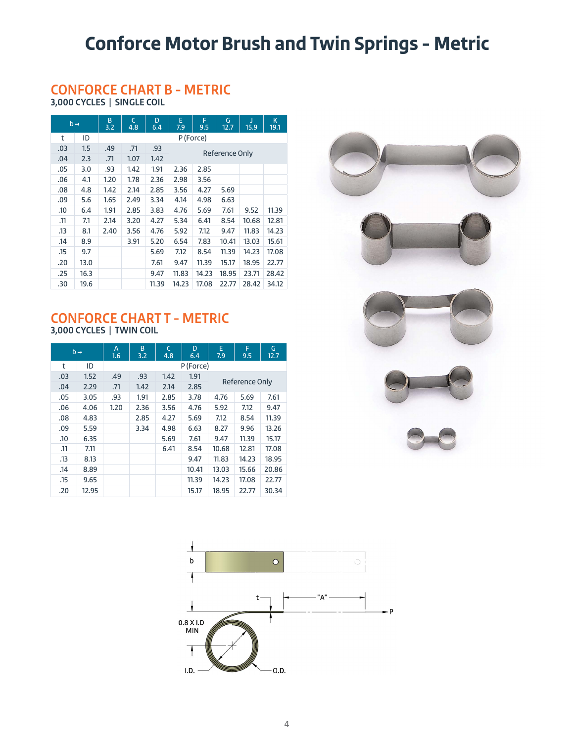# Conforce Motor Brush and Twin Springs - Metric

## CONFORCE CHART B - METRIC

**3,000 CYCLES | SINGLE COIL**

| b → | | B 3.2 | C 4.8 | D 6.4 | E 7.9 | F 9.5 | G 12.7 | J 15.9 | K 19.1 |
|---|---|---|---|---|---|---|---|---|---|
| t | ID | P (Force) | | | | | | | |
| .03 | 1.5 | .49 | .71 | .93 | Reference Only | | | | |
| .04 | 2.3 | .71 | 1.07 | 1.42 | | | | | |
| .05 | 3.0 | .93 | 1.42 | 1.91 | 2.36 | 2.85 | | | |
| .06 | 4.1 | 1.20 | 1.78 | 2.36 | 2.98 | 3.56 | | | |
| .08 | 4.8 | 1.42 | 2.14 | 2.85 | 3.56 | 4.27 | 5.69 | | |
| .09 | 5.6 | 1.65 | 2.49 | 3.34 | 4.14 | 4.98 | 6.63 | | |
| .10 | 6.4 | 1.91 | 2.85 | 3.83 | 4.76 | 5.69 | 7.61 | 9.52 | 11.39 |
| .11 | 7.1 | 2.14 | 3.20 | 4.27 | 5.34 | 6.41 | 8.54 | 10.68 | 12.81 |
| .13 | 8.1 | 2.40 | 3.56 | 4.76 | 5.92 | 7.12 | 9.47 | 11.83 | 14.23 |
| .14 | 8.9 | | 3.91 | 5.20 | 6.54 | 7.83 | 10.41 | 13.03 | 15.61 |
| .15 | 9.7 | | | 5.69 | 7.12 | 8.54 | 11.39 | 14.23 | 17.08 |
| .20 | 13.0 | | | 7.61 | 9.47 | 11.39 | 15.17 | 18.95 | 22.77 |
| .25 | 16.3 | | | 9.47 | 11.83 | 14.23 | 18.95 | 23.71 | 28.42 |
| .30 | 19.6 | | | 11.39 | 14.23 | 17.08 | 22.77 | 28.42 | 34.12 |

## CONFORCE CHART T - METRIC

**3,000 CYCLES | TWIN COIL**

| b → | | A 1.6 | B 3.2 | C 4.8 | D 6.4 | E 7.9 | F 9.5 | G 12.7 |
|---|---|---|---|---|---|---|---|---|
| t | ID | P (Force) | | | | | | |
| .03 | 1.52 | .49 | .93 | 1.42 | 1.91 | Reference Only | | |
| .04 | 2.29 | .71 | 1.42 | 2.14 | 2.85 | | | |
| .05 | 3.05 | .93 | 1.91 | 2.85 | 3.78 | 4.76 | 5.69 | 7.61 |
| .06 | 4.06 | 1.20 | 2.36 | 3.56 | 4.76 | 5.92 | 7.12 | 9.47 |
| .08 | 4.83 | | 2.85 | 4.27 | 5.69 | 7.12 | 8.54 | 11.39 |
| .09 | 5.59 | | 3.34 | 4.98 | 6.63 | 8.27 | 9.96 | 13.26 |
| .10 | 6.35 | | | 5.69 | 7.61 | 9.47 | 11.39 | 15.17 |
| .11 | 7.11 | | | 6.41 | 8.54 | 10.68 | 12.81 | 17.08 |
| .13 | 8.13 | | | | 9.47 | 11.83 | 14.23 | 18.95 |
| .14 | 8.89 | | | | 10.41 | 13.03 | 15.66 | 20.86 |
| .15 | 9.65 | | | | 11.39 | 14.23 | 17.08 | 22.77 |
| .20 | 12.95 | | | | 15.17 | 18.95 | 22.77 | 30.34 |

b

t — "A" — P

0.8 X I.D MIN

I.D. — O.D.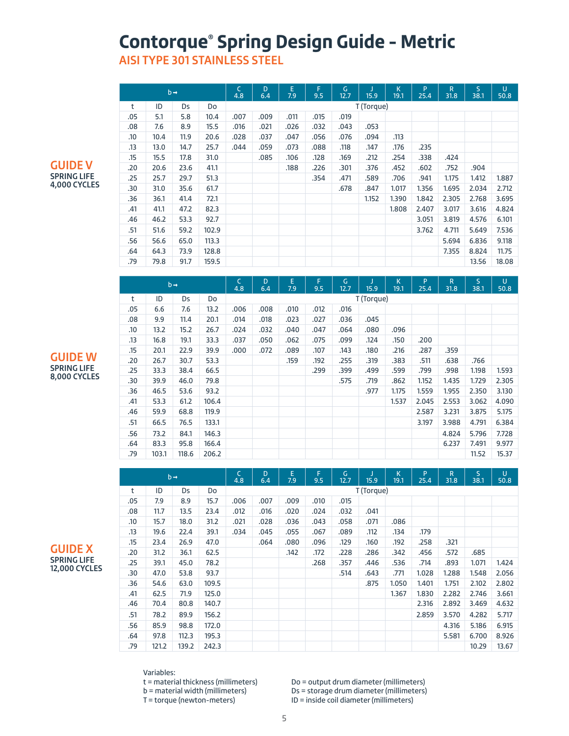# Contorque® Spring Design Guide – Metric

## AISI TYPE 301 STAINLESS STEEL

### GUIDE V
SPRING LIFE 4,000 CYCLES

| b → | | | | C 4.8 | D 6.4 | E 7.9 | F 9.5 | G 12.7 | J 15.9 | K 19.1 | P 25.4 | R 31.8 | S 38.1 | U 50.8 |
|---|---|---|---|---|---|---|---|---|---|---|---|---|---|---|
| t | ID | Ds | Do | T (Torque) | | | | | | | | | | |
| .05 | 5.1 | 5.8 | 10.4 | .007 | .009 | .011 | .015 | .019 | | | | | | |
| .08 | 7.6 | 8.9 | 15.5 | .016 | .021 | .026 | .032 | .043 | .053 | | | | | |
| .10 | 10.4 | 11.9 | 20.6 | .028 | .037 | .047 | .056 | .076 | .094 | .113 | | | | |
| .13 | 13.0 | 14.7 | 25.7 | .044 | .059 | .073 | .088 | .118 | .147 | .176 | .235 | | | |
| .15 | 15.5 | 17.8 | 31.0 | | .085 | .106 | .128 | .169 | .212 | .254 | .338 | .424 | | |
| .20 | 20.6 | 23.6 | 41.1 | | | .188 | .226 | .301 | .376 | .452 | .602 | .752 | .904 | |
| .25 | 25.7 | 29.7 | 51.3 | | | | .354 | .471 | .589 | .706 | .941 | 1.175 | 1.412 | 1.887 |
| .30 | 31.0 | 35.6 | 61.7 | | | | | .678 | .847 | 1.017 | 1.356 | 1.695 | 2.034 | 2.712 |
| .36 | 36.1 | 41.4 | 72.1 | | | | | | 1.152 | 1.390 | 1.842 | 2.305 | 2.768 | 3.695 |
| .41 | 41.1 | 47.2 | 82.3 | | | | | | | 1.808 | 2.407 | 3.017 | 3.616 | 4.824 |
| .46 | 46.2 | 53.3 | 92.7 | | | | | | | | 3.051 | 3.819 | 4.576 | 6.101 |
| .51 | 51.6 | 59.2 | 102.9 | | | | | | | | 3.762 | 4.711 | 5.649 | 7.536 |
| .56 | 56.6 | 65.0 | 113.3 | | | | | | | | | 5.694 | 6.836 | 9.118 |
| .64 | 64.3 | 73.9 | 128.8 | | | | | | | | | 7.355 | 8.824 | 11.75 |
| .79 | 79.8 | 91.7 | 159.5 | | | | | | | | | | 13.56 | 18.08 |

### GUIDE W
SPRING LIFE 8,000 CYCLES

| b → | | | | C 4.8 | D 6.4 | E 7.9 | F 9.5 | G 12.7 | J 15.9 | K 19.1 | P 25.4 | R 31.8 | S 38.1 | U 50.8 |
|---|---|---|---|---|---|---|---|---|---|---|---|---|---|---|
| t | ID | Ds | Do | T (Torque) | | | | | | | | | | |
| .05 | 6.6 | 7.6 | 13.2 | .006 | .008 | .010 | .012 | .016 | | | | | | |
| .08 | 9.9 | 11.4 | 20.1 | .014 | .018 | .023 | .027 | .036 | .045 | | | | | |
| .10 | 13.2 | 15.2 | 26.7 | .024 | .032 | .040 | .047 | .064 | .080 | .096 | | | | |
| .13 | 16.8 | 19.1 | 33.3 | .037 | .050 | .062 | .075 | .099 | .124 | .150 | .200 | | | |
| .15 | 20.1 | 22.9 | 39.9 | .000 | .072 | .089 | .107 | .143 | .180 | .216 | .287 | .359 | | |
| .20 | 26.7 | 30.7 | 53.3 | | | .159 | .192 | .255 | .319 | .383 | .511 | .638 | .766 | |
| .25 | 33.3 | 38.4 | 66.5 | | | | .299 | .399 | .499 | .599 | .799 | .998 | 1.198 | 1.593 |
| .30 | 39.9 | 46.0 | 79.8 | | | | | .575 | .719 | .862 | 1.152 | 1.435 | 1.729 | 2.305 |
| .36 | 46.5 | 53.6 | 93.2 | | | | | | .977 | 1.175 | 1.559 | 1.955 | 2.350 | 3.130 |
| .41 | 53.3 | 61.2 | 106.4 | | | | | | | 1.537 | 2.045 | 2.553 | 3.062 | 4.090 |
| .46 | 59.9 | 68.8 | 119.9 | | | | | | | | 2.587 | 3.231 | 3.875 | 5.175 |
| .51 | 66.5 | 76.5 | 133.1 | | | | | | | | 3.197 | 3.988 | 4.791 | 6.384 |
| .56 | 73.2 | 84.1 | 146.3 | | | | | | | | | 4.824 | 5.796 | 7.728 |
| .64 | 83.3 | 95.8 | 166.4 | | | | | | | | | 6.237 | 7.491 | 9.977 |
| .79 | 103.1 | 118.6 | 206.2 | | | | | | | | | | 11.52 | 15.37 |

### GUIDE X
SPRING LIFE 12,000 CYCLES

| b → | | | | C 4.8 | D 6.4 | E 7.9 | F 9.5 | G 12.7 | J 15.9 | K 19.1 | P 25.4 | R 31.8 | S 38.1 | U 50.8 |
|---|---|---|---|---|---|---|---|---|---|---|---|---|---|---|
| t | ID | Ds | Do | T (Torque) | | | | | | | | | | |
| .05 | 7.9 | 8.9 | 15.7 | .006 | .007 | .009 | .010 | .015 | | | | | | |
| .08 | 11.7 | 13.5 | 23.4 | .012 | .016 | .020 | .024 | .032 | .041 | | | | | |
| .10 | 15.7 | 18.0 | 31.2 | .021 | .028 | .036 | .043 | .058 | .071 | .086 | | | | |
| .13 | 19.6 | 22.4 | 39.1 | .034 | .045 | .055 | .067 | .089 | .112 | .134 | .179 | | | |
| .15 | 23.4 | 26.9 | 47.0 | | .064 | .080 | .096 | .129 | .160 | .192 | .258 | .321 | | |
| .20 | 31.2 | 36.1 | 62.5 | | | .142 | .172 | .228 | .286 | .342 | .456 | .572 | .685 | |
| .25 | 39.1 | 45.0 | 78.2 | | | | .268 | .357 | .446 | .536 | .714 | .893 | 1.071 | 1.424 |
| .30 | 47.0 | 53.8 | 93.7 | | | | | .514 | .643 | .771 | 1.028 | 1.288 | 1.548 | 2.056 |
| .36 | 54.6 | 63.0 | 109.5 | | | | | | .875 | 1.050 | 1.401 | 1.751 | 2.102 | 2.802 |
| .41 | 62.5 | 71.9 | 125.0 | | | | | | | 1.367 | 1.830 | 2.282 | 2.746 | 3.661 |
| .46 | 70.4 | 80.8 | 140.7 | | | | | | | | 2.316 | 2.892 | 3.469 | 4.632 |
| .51 | 78.2 | 89.9 | 156.2 | | | | | | | | 2.859 | 3.570 | 4.282 | 5.717 |
| .56 | 85.9 | 98.8 | 172.0 | | | | | | | | | 4.316 | 5.186 | 6.915 |
| .64 | 97.8 | 112.3 | 195.3 | | | | | | | | | 5.581 | 6.700 | 8.926 |
| .79 | 121.2 | 139.2 | 242.3 | | | | | | | | | | 10.29 | 13.67 |

Variables:
- t = material thickness (millimeters)
- b = material width (millimeters)
- T = torque (newton-meters)
- Do = output drum diameter (millimeters)
- Ds = storage drum diameter (millimeters)
- ID = inside coil diameter (millimeters)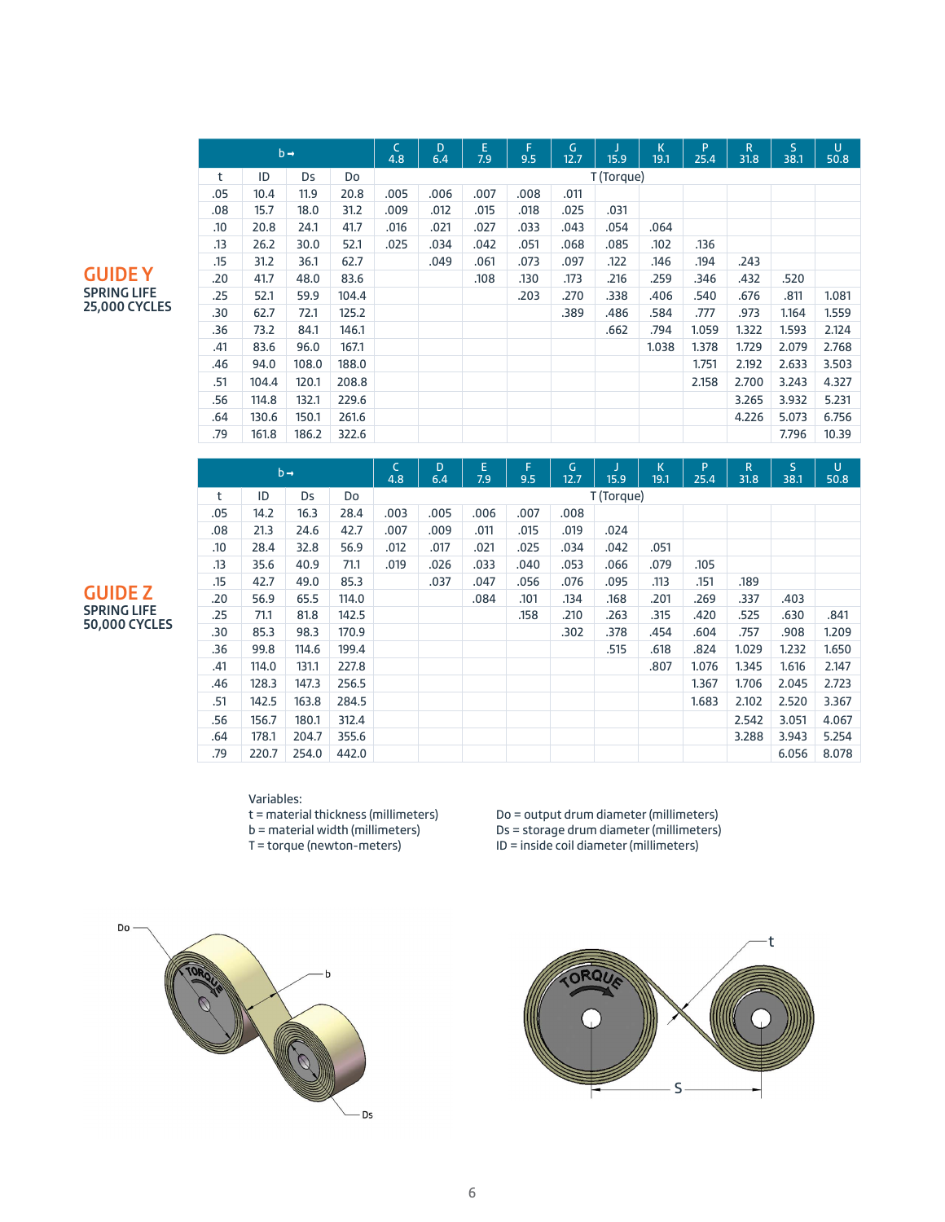## GUIDE Y
SPRING LIFE
25,000 CYCLES

| b→ | | | | C 4.8 | D 6.4 | E 7.9 | F 9.5 | G 12.7 | J 15.9 | K 19.1 | P 25.4 | R 31.8 | S 38.1 | U 50.8 |
|---|---|---|---|---|---|---|---|---|---|---|---|---|---|---|
| t | ID | Ds | Do | T (Torque) | | | | | | | | | | |
| .05 | 10.4 | 11.9 | 20.8 | .005 | .006 | .007 | .008 | .011 | | | | | | |
| .08 | 15.7 | 18.0 | 31.2 | .009 | .012 | .015 | .018 | .025 | .031 | | | | | |
| .10 | 20.8 | 24.1 | 41.7 | .016 | .021 | .027 | .033 | .043 | .054 | .064 | | | | |
| .13 | 26.2 | 30.0 | 52.1 | .025 | .034 | .042 | .051 | .068 | .085 | .102 | .136 | | | |
| .15 | 31.2 | 36.1 | 62.7 | | .049 | .061 | .073 | .097 | .122 | .146 | .194 | .243 | | |
| .20 | 41.7 | 48.0 | 83.6 | | | .108 | .130 | .173 | .216 | .259 | .346 | .432 | .520 | |
| .25 | 52.1 | 59.9 | 104.4 | | | | .203 | .270 | .338 | .406 | .540 | .676 | .811 | 1.081 |
| .30 | 62.7 | 72.1 | 125.2 | | | | | .389 | .486 | .584 | .777 | .973 | 1.164 | 1.559 |
| .36 | 73.2 | 84.1 | 146.1 | | | | | | .662 | .794 | 1.059 | 1.322 | 1.593 | 2.124 |
| .41 | 83.6 | 96.0 | 167.1 | | | | | | | 1.038 | 1.378 | 1.729 | 2.079 | 2.768 |
| .46 | 94.0 | 108.0 | 188.0 | | | | | | | | 1.751 | 2.192 | 2.633 | 3.503 |
| .51 | 104.4 | 120.1 | 208.8 | | | | | | | | 2.158 | 2.700 | 3.243 | 4.327 |
| .56 | 114.8 | 132.1 | 229.6 | | | | | | | | | 3.265 | 3.932 | 5.231 |
| .64 | 130.6 | 150.1 | 261.6 | | | | | | | | | 4.226 | 5.073 | 6.756 |
| .79 | 161.8 | 186.2 | 322.6 | | | | | | | | | | 7.796 | 10.39 |

## GUIDE Z
SPRING LIFE
50,000 CYCLES

| b→ | | | | C 4.8 | D 6.4 | E 7.9 | F 9.5 | G 12.7 | J 15.9 | K 19.1 | P 25.4 | R 31.8 | S 38.1 | U 50.8 |
|---|---|---|---|---|---|---|---|---|---|---|---|---|---|---|
| t | ID | Ds | Do | T (Torque) | | | | | | | | | | |
| .05 | 14.2 | 16.3 | 28.4 | .003 | .005 | .006 | .007 | .008 | | | | | | |
| .08 | 21.3 | 24.6 | 42.7 | .007 | .009 | .011 | .015 | .019 | .024 | | | | | |
| .10 | 28.4 | 32.8 | 56.9 | .012 | .017 | .021 | .025 | .034 | .042 | .051 | | | | |
| .13 | 35.6 | 40.9 | 71.1 | .019 | .026 | .033 | .040 | .053 | .066 | .079 | .105 | | | |
| .15 | 42.7 | 49.0 | 85.3 | | .037 | .047 | .056 | .076 | .095 | .113 | .151 | .189 | | |
| .20 | 56.9 | 65.5 | 114.0 | | | .084 | .101 | .134 | .168 | .201 | .269 | .337 | .403 | |
| .25 | 71.1 | 81.8 | 142.5 | | | | .158 | .210 | .263 | .315 | .420 | .525 | .630 | .841 |
| .30 | 85.3 | 98.3 | 170.9 | | | | | .302 | .378 | .454 | .604 | .757 | .908 | 1.209 |
| .36 | 99.8 | 114.6 | 199.4 | | | | | | .515 | .618 | .824 | 1.029 | 1.232 | 1.650 |
| .41 | 114.0 | 131.1 | 227.8 | | | | | | | .807 | 1.076 | 1.345 | 1.616 | 2.147 |
| .46 | 128.3 | 147.3 | 256.5 | | | | | | | | 1.367 | 1.706 | 2.045 | 2.723 |
| .51 | 142.5 | 163.8 | 284.5 | | | | | | | | 1.683 | 2.102 | 2.520 | 3.367 |
| .56 | 156.7 | 180.1 | 312.4 | | | | | | | | | 2.542 | 3.051 | 4.067 |
| .64 | 178.1 | 204.7 | 355.6 | | | | | | | | | 3.288 | 3.943 | 5.254 |
| .79 | 220.7 | 254.0 | 442.0 | | | | | | | | | | 6.056 | 8.078 |

Variables:
t = material thickness (millimeters)
b = material width (millimeters)
T = torque (newton-meters)
Do = output drum diameter (millimeters)
Ds = storage drum diameter (millimeters)
ID = inside coil diameter (millimeters)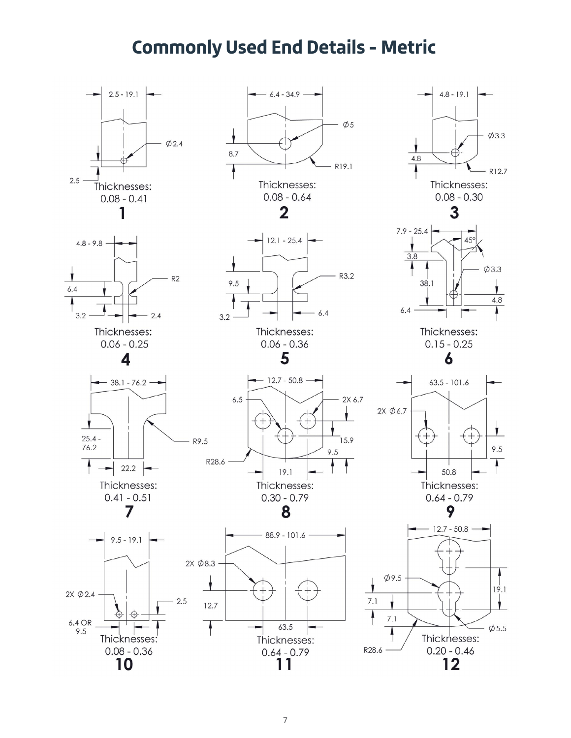# Commonly Used End Details – Metric

**1**

2.5 - 19.1

Ø2.4

2.5

Thicknesses: 0.08 - 0.41

**2**

6.4 - 34.9

Ø5

8.7

R19.1

Thicknesses: 0.08 - 0.64

**3**

4.8 - 19.1

Ø3.3

4.8

R12.7

Thicknesses: 0.08 - 0.30

**4**

4.8 - 9.8

R2

6.4

3.2

2.4

Thicknesses: 0.06 - 0.25

**5**

12.1 - 25.4

R3.2

9.5

3.2

6.4

Thicknesses: 0.06 - 0.36

**6**

7.9 - 25.4

45°

3.8

Ø3.3

38.1

4.8

6.4

Thicknesses: 0.15 - 0.25

**7**

38.1 - 76.2

25.4 - 76.2

R9.5

22.2

Thicknesses: 0.41 - 0.51

**8**

12.7 - 50.8

6.5

2X 6.7

15.9

9.5

R28.6

19.1

Thicknesses: 0.30 - 0.79

**9**

63.5 - 101.6

2X Ø6.7

9.5

50.8

Thicknesses: 0.64 - 0.79

**10**

9.5 - 19.1

2X Ø2.4

2.5

6.4 OR 9.5

Thicknesses: 0.08 - 0.36

**11**

88.9 - 101.6

2X Ø8.3

12.7

63.5

Thicknesses: 0.64 - 0.79

**12**

12.7 - 50.8

Ø9.5

19.1

7.1

7.1

Ø5.5

R28.6

Thicknesses: 0.20 - 0.46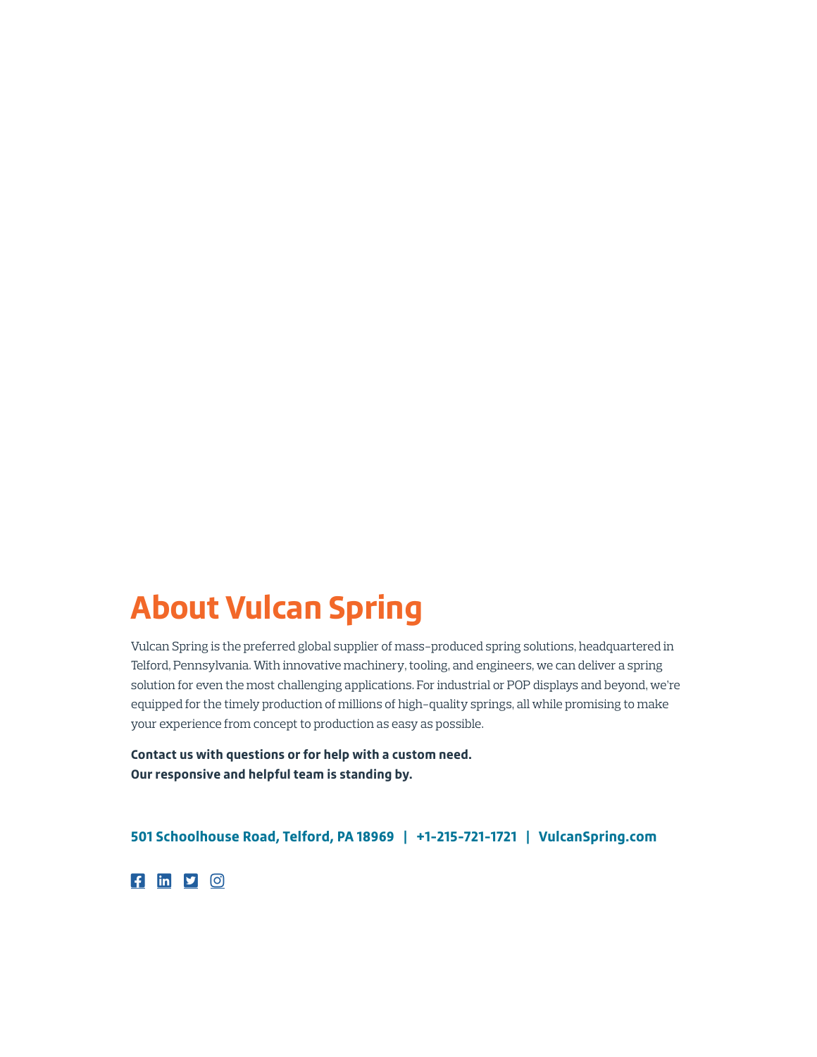# About Vulcan Spring

Vulcan Spring is the preferred global supplier of mass-produced spring solutions, headquartered in Telford, Pennsylvania. With innovative machinery, tooling, and engineers, we can deliver a spring solution for even the most challenging applications. For industrial or POP displays and beyond, we're equipped for the timely production of millions of high-quality springs, all while promising to make your experience from concept to production as easy as possible.

**Contact us with questions or for help with a custom need.**
**Our responsive and helpful team is standing by.**

**501 Schoolhouse Road, Telford, PA 18969 | +1-215-721-1721 | VulcanSpring.com**